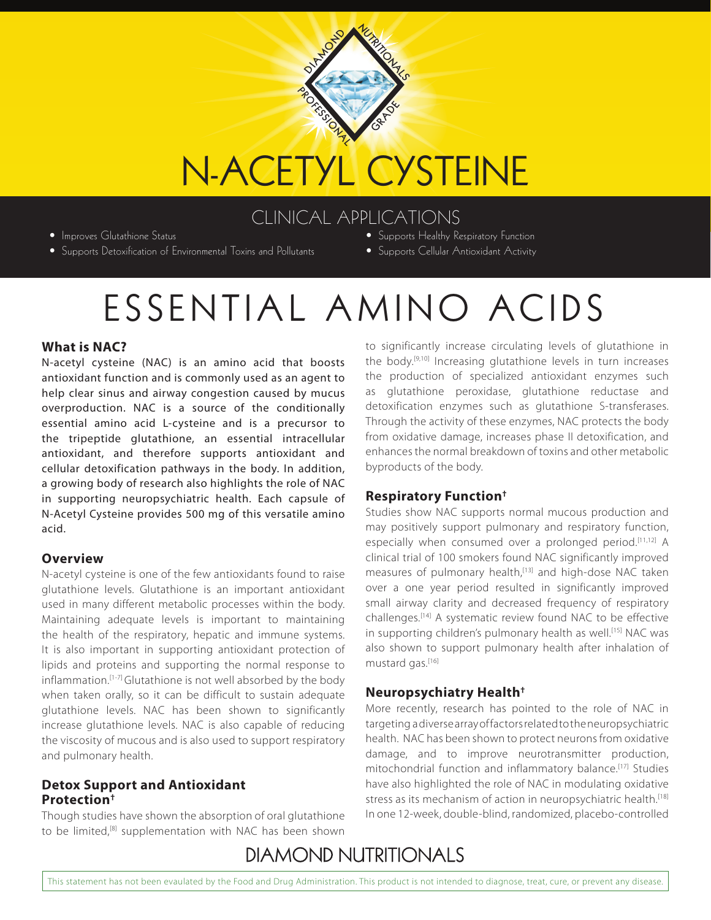# N-ACETYL CYSTEINE

## CLINICAL APPLICATIONS

- Improves Glutathione Status
- Supports Detoxification of Environmental Toxins and Pollutants
- Supports Healthy Respiratory Function
- Supports Cellular Antioxidant Activity

# ESSENTIAL AMINO ACIDS

### What is NAC?

N-acetyl cysteine (NAC) is an amino acid that boosts antioxidant function and is commonly used as an agent to help clear sinus and airway congestion caused by mucus overproduction. NAC is a source of the conditionally essential amino acid L-cysteine and is a precursor to the tripeptide glutathione, an essential intracellular antioxidant, and therefore supports antioxidant and cellular detoxification pathways in the body. In addition, a growing body of research also highlights the role of NAC in supporting neuropsychiatric health. Each capsule of N-Acetyl Cysteine provides 500 mg of this versatile amino acid.

### Overview

N-acetyl cysteine is one of the few antioxidants found to raise glutathione levels. Glutathione is an important antioxidant used in many different metabolic processes within the body. Maintaining adequate levels is important to maintaining the health of the respiratory, hepatic and immune systems. It is also important in supporting antioxidant protection of lipids and proteins and supporting the normal response to inflammation.[1-7] Glutathione is not well absorbed by the body when taken orally, so it can be difficult to sustain adequate glutathione levels. NAC has been shown to significantly increase glutathione levels. NAC is also capable of reducing the viscosity of mucous and is also used to support respiratory and pulmonary health.

### Detox Support and Antioxidant Protection†

Though studies have shown the absorption of oral glutathione to be limited,[8] supplementation with NAC has been shown to significantly increase circulating levels of glutathione in the body.[9,10] Increasing glutathione levels in turn increases the production of specialized antioxidant enzymes such as glutathione peroxidase, glutathione reductase and detoxification enzymes such as glutathione S-transferases. Through the activity of these enzymes, NAC protects the body from oxidative damage, increases phase II detoxification, and enhances the normal breakdown of toxins and other metabolic byproducts of the body.

### Respiratory Function†

Studies show NAC supports normal mucous production and may positively support pulmonary and respiratory function, especially when consumed over a prolonged period.[11,12] A clinical trial of 100 smokers found NAC significantly improved measures of pulmonary health,[13] and high-dose NAC taken over a one year period resulted in significantly improved small airway clarity and decreased frequency of respiratory challenges.[14] A systematic review found NAC to be effective in supporting children's pulmonary health as well.[15] NAC was also shown to support pulmonary health after inhalation of mustard gas.[16]

### Neuropsychiatry Health†

More recently, research has pointed to the role of NAC in targeting a diverse array of factors related to the neuropsychiatric health. NAC has been shown to protect neurons from oxidative damage, and to improve neurotransmitter production, mitochondrial function and inflammatory balance.[17] Studies have also highlighted the role of NAC in modulating oxidative stress as its mechanism of action in neuropsychiatric health.[18] In one 12-week, double-blind, randomized, placebo-controlled

DIAMOND NUTRITIONALS

This statement has not been evaulated by the Food and Drug Administration. This product is not intended to diagnose, treat, cure, or prevent any disease.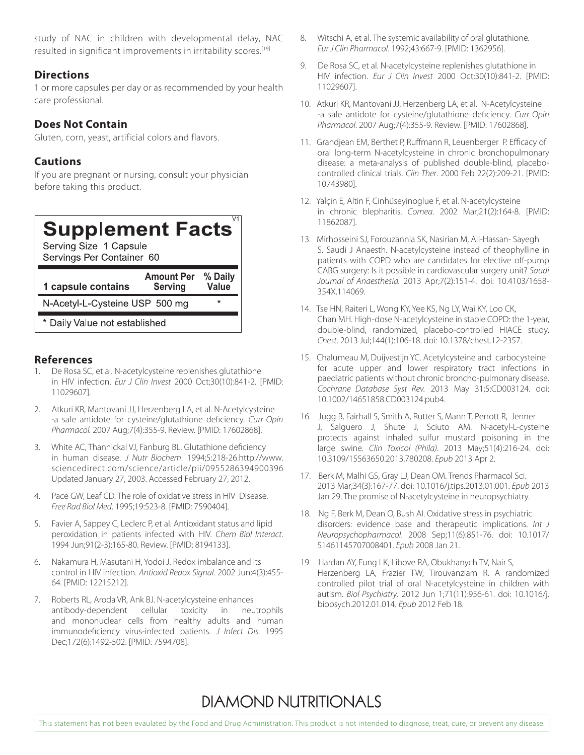study of NAC in children with developmental delay, NAC resulted in significant improvements in irritability scores.[19]

## Directions

1 or more capsules per day or as recommended by your health care professional.

## Does Not Contain

Gluten, corn, yeast, artificial colors and flavors.

## Cautions

If you are pregnant or nursing, consult your physician before taking this product.

## Supplement Facts

V1

Serving Size 1 Capsule
Servings Per Container 60

| 1 capsule contains | Amount Per Serving | % Daily Value |
|---|---|---|
| N-Acetyl-L-Cysteine USP | 500 mg | * |

\* Daily Value not established

## References

1. De Rosa SC, et al. N-acetylcysteine replenishes glutathione in HIV infection. *Eur J Clin Invest* 2000 Oct;30(10):841-2. [PMID: 11029607].
2. Atkuri KR, Mantovani JJ, Herzenberg LA, et al. N-Acetylcysteine -a safe antidote for cysteine/glutathione deficiency. *Curr Opin Pharmacol.* 2007 Aug;7(4):355-9. Review. [PMID: 17602868].
3. White AC, Thannickal VJ, Fanburg BL. Glutathione deficiency in human disease. *J Nutr Biochem*. 1994;5:218-26.http://www.sciencedirect.com/science/article/pii/0955286394900396 Updated January 27, 2003. Accessed February 27, 2012.
4. Pace GW, Leaf CD. The role of oxidative stress in HIV Disease. *Free Rad Biol Med*. 1995;19:523-8. [PMID: 7590404].
5. Favier A, Sappey C, Leclerc P, et al. Antioxidant status and lipid peroxidation in patients infected with HIV. *Chem Biol Interact*. 1994 Jun;91(2-3):165-80. Review. [PMID: 8194133].
6. Nakamura H, Masutani H, Yodoi J. Redox imbalance and its control in HIV infection. *Antioxid Redox Signal*. 2002 Jun;4(3):455-64. [PMID: 12215212].
7. Roberts RL, Aroda VR, Ank BJ. N-acetylcysteine enhances antibody-dependent cellular toxicity in neutrophils and mononuclear cells from healthy adults and human immunodeficiency virus-infected patients. *J Infect Dis*. 1995 Dec;172(6):1492-502. [PMID: 7594708].
8. Witschi A, et al. The systemic availability of oral glutathione. *Eur J Clin Pharmacol*. 1992;43:667-9. [PMID: 1362956].
9. De Rosa SC, et al. N-acetylcysteine replenishes glutathione in HIV infection. *Eur J Clin Invest* 2000 Oct;30(10):841-2. [PMID: 11029607].
10. Atkuri KR, Mantovani JJ, Herzenberg LA, et al. N-Acetylcysteine -a safe antidote for cysteine/glutathione deficiency. *Curr Opin Pharmacol*. 2007 Aug;7(4):355-9. Review. [PMID: 17602868].
11. Grandjean EM, Berthet P, Ruffmann R, Leuenberger P. Efficacy of oral long-term N-acetylcysteine in chronic bronchopulmonary disease: a meta-analysis of published double-blind, placebo-controlled clinical trials. *Clin Ther*. 2000 Feb 22(2):209-21. [PMID: 10743980].
12. Yalçin E, Altin F, Cinhüseyinoglue F, et al. N-acetylcysteine in chronic blepharitis. *Cornea*. 2002 Mar;21(2):164-8. [PMID: 11862087].
13. Mirhosseini SJ, Forouzannia SK, Nasirian M, Ali-Hassan- Sayegh S. Saudi J Anaesth. N-acetylcysteine instead of theophylline in patients with COPD who are candidates for elective off-pump CABG surgery: Is it possible in cardiovascular surgery unit? *Saudi Journal of Anaesthesia.* 2013 Apr;7(2):151-4. doi: 10.4103/1658-354X.114069.
14. Tse HN, Raiteri L, Wong KY, Yee KS, Ng LY, Wai KY, Loo CK, Chan MH. High-dose N-acetylcysteine in stable COPD: the 1-year, double-blind, randomized, placebo-controlled HIACE study. *Chest*. 2013 Jul;144(1):106-18. doi: 10.1378/chest.12-2357.
15. Chalumeau M, Duijvestijn YC. Acetylcysteine and carbocysteine for acute upper and lower respiratory tract infections in paediatric patients without chronic broncho-pulmonary disease. *Cochrane Database Syst Rev.* 2013 May 31;5:CD003124. doi: 10.1002/14651858.CD003124.pub4.
16. Jugg B, Fairhall S, Smith A, Rutter S, Mann T, Perrott R, Jenner J, Salguero J, Shute J, Sciuto AM. N-acetyl-L-cysteine protects against inhaled sulfur mustard poisoning in the large swine. *Clin Toxicol (Phila)*. 2013 May;51(4):216-24. doi: 10.3109/15563650.2013.780208. *Epub* 2013 Apr 2.
17. Berk M, Malhi GS, Gray LJ, Dean OM. Trends Pharmacol Sci. 2013 Mar;34(3):167-77. doi: 10.1016/j.tips.2013.01.001. *Epub* 2013 Jan 29. The promise of N-acetylcysteine in neuropsychiatry.
18. Ng F, Berk M, Dean O, Bush AI. Oxidative stress in psychiatric disorders: evidence base and therapeutic implications. *Int J Neuropsychopharmacol*. 2008 Sep;11(6):851-76. doi: 10.1017/S1461145707008401. *Epub* 2008 Jan 21.
19. Hardan AY, Fung LK, Libove RA, Obukhanych TV, Nair S, Herzenberg LA, Frazier TW, Tirouvanziam R. A randomized controlled pilot trial of oral N-acetylcysteine in children with autism. *Biol Psychiatry*. 2012 Jun 1;71(11):956-61. doi: 10.1016/j.biopsych.2012.01.014. *Epub* 2012 Feb 18.

DIAMOND NUTRITIONALS

This statement has not been evaulated by the Food and Drug Administration. This product is not intended to diagnose, treat, cure, or prevent any disease.